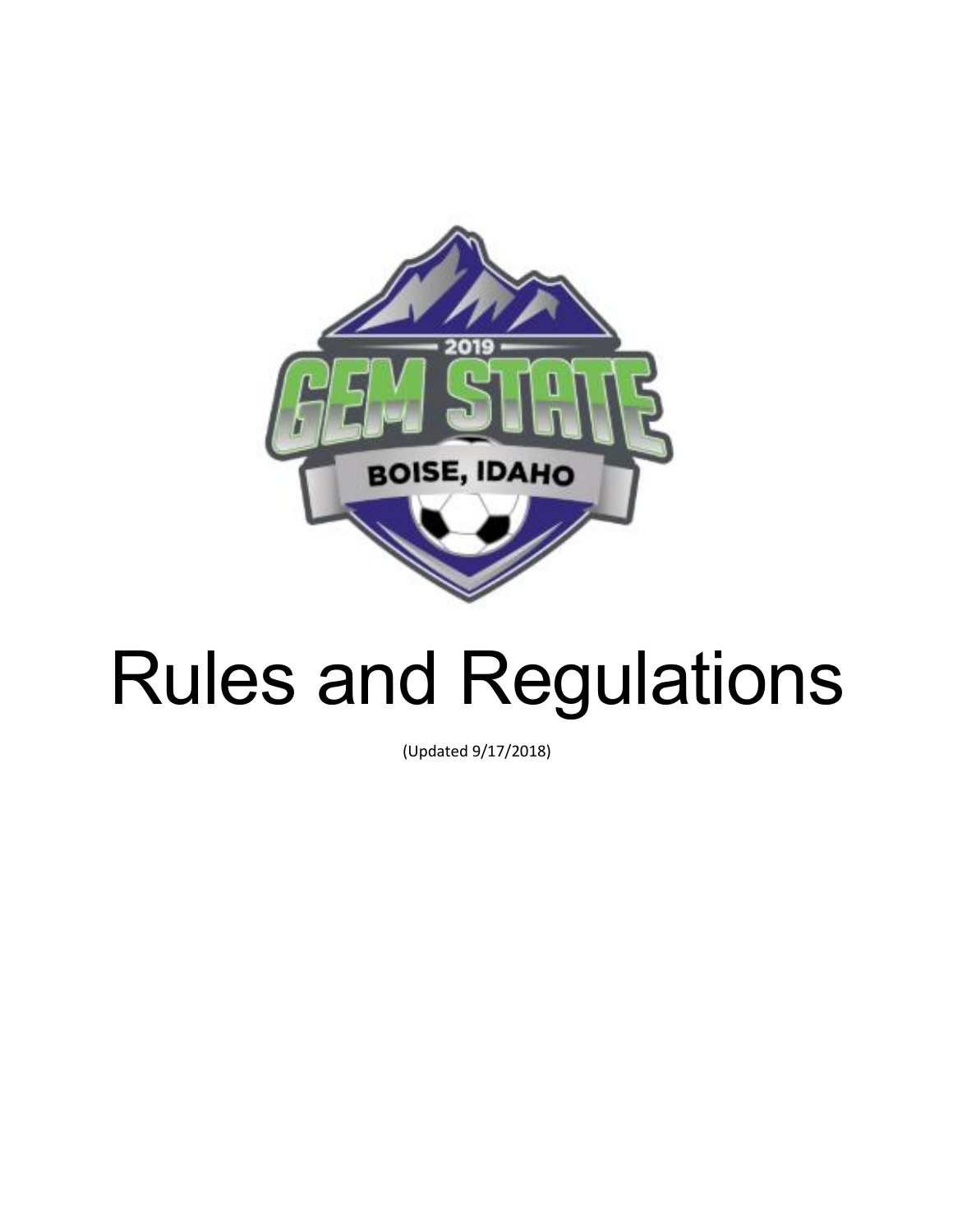# Rules and Regulations

(Updated 9/17/2018)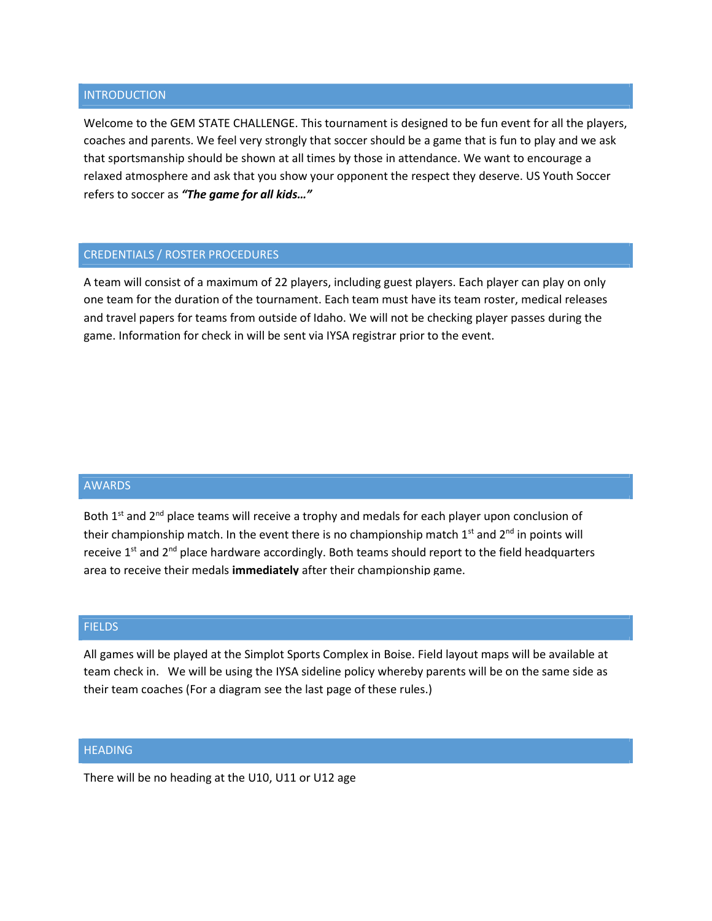## INTRODUCTION

Welcome to the GEM STATE CHALLENGE. This tournament is designed to be fun event for all the players, coaches and parents. We feel very strongly that soccer should be a game that is fun to play and we ask that sportsmanship should be shown at all times by those in attendance. We want to encourage a relaxed atmosphere and ask that you show your opponent the respect they deserve. US Youth Soccer refers to soccer as ***"The game for all kids…"***

## CREDENTIALS / ROSTER PROCEDURES

A team will consist of a maximum of 22 players, including guest players. Each player can play on only one team for the duration of the tournament. Each team must have its team roster, medical releases and travel papers for teams from outside of Idaho. We will not be checking player passes during the game. Information for check in will be sent via IYSA registrar prior to the event.

## AWARDS

Both 1st and 2nd place teams will receive a trophy and medals for each player upon conclusion of their championship match. In the event there is no championship match 1st and 2nd in points will receive 1st and 2nd place hardware accordingly. Both teams should report to the field headquarters area to receive their medals **immediately** after their championship game.

## FIELDS

All games will be played at the Simplot Sports Complex in Boise. Field layout maps will be available at team check in. We will be using the IYSA sideline policy whereby parents will be on the same side as their team coaches (For a diagram see the last page of these rules.)

## HEADING

There will be no heading at the U10, U11 or U12 age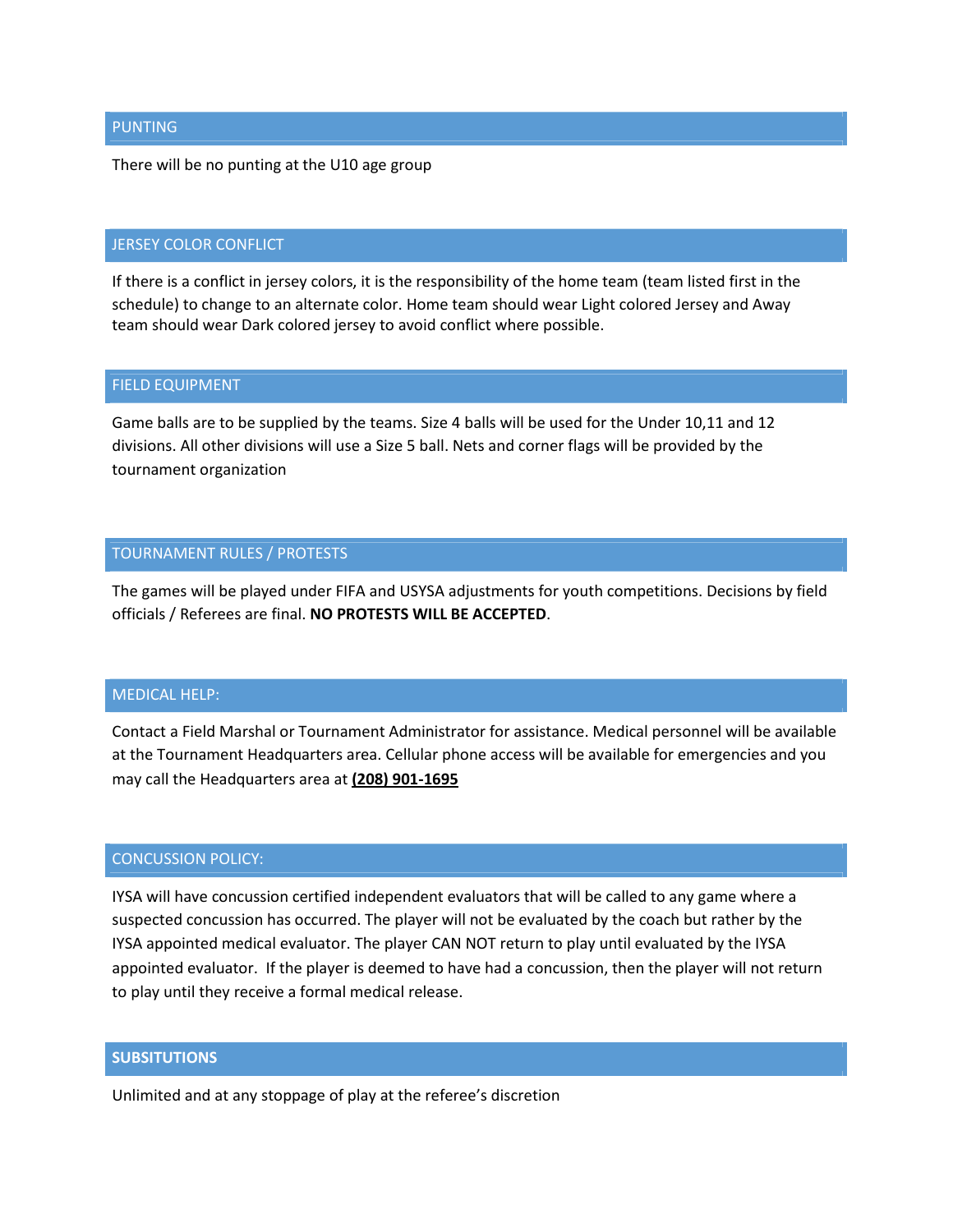## PUNTING

There will be no punting at the U10 age group

## JERSEY COLOR CONFLICT

If there is a conflict in jersey colors, it is the responsibility of the home team (team listed first in the schedule) to change to an alternate color. Home team should wear Light colored Jersey and Away team should wear Dark colored jersey to avoid conflict where possible.

## FIELD EQUIPMENT

Game balls are to be supplied by the teams. Size 4 balls will be used for the Under 10,11 and 12 divisions. All other divisions will use a Size 5 ball. Nets and corner flags will be provided by the tournament organization

## TOURNAMENT RULES / PROTESTS

The games will be played under FIFA and USYSA adjustments for youth competitions. Decisions by field officials / Referees are final. **NO PROTESTS WILL BE ACCEPTED**.

## MEDICAL HELP:

Contact a Field Marshal or Tournament Administrator for assistance. Medical personnel will be available at the Tournament Headquarters area. Cellular phone access will be available for emergencies and you may call the Headquarters area at **(208) 901-1695**

## CONCUSSION POLICY:

IYSA will have concussion certified independent evaluators that will be called to any game where a suspected concussion has occurred. The player will not be evaluated by the coach but rather by the IYSA appointed medical evaluator. The player CAN NOT return to play until evaluated by the IYSA appointed evaluator. If the player is deemed to have had a concussion, then the player will not return to play until they receive a formal medical release.

## SUBSITUTIONS

Unlimited and at any stoppage of play at the referee's discretion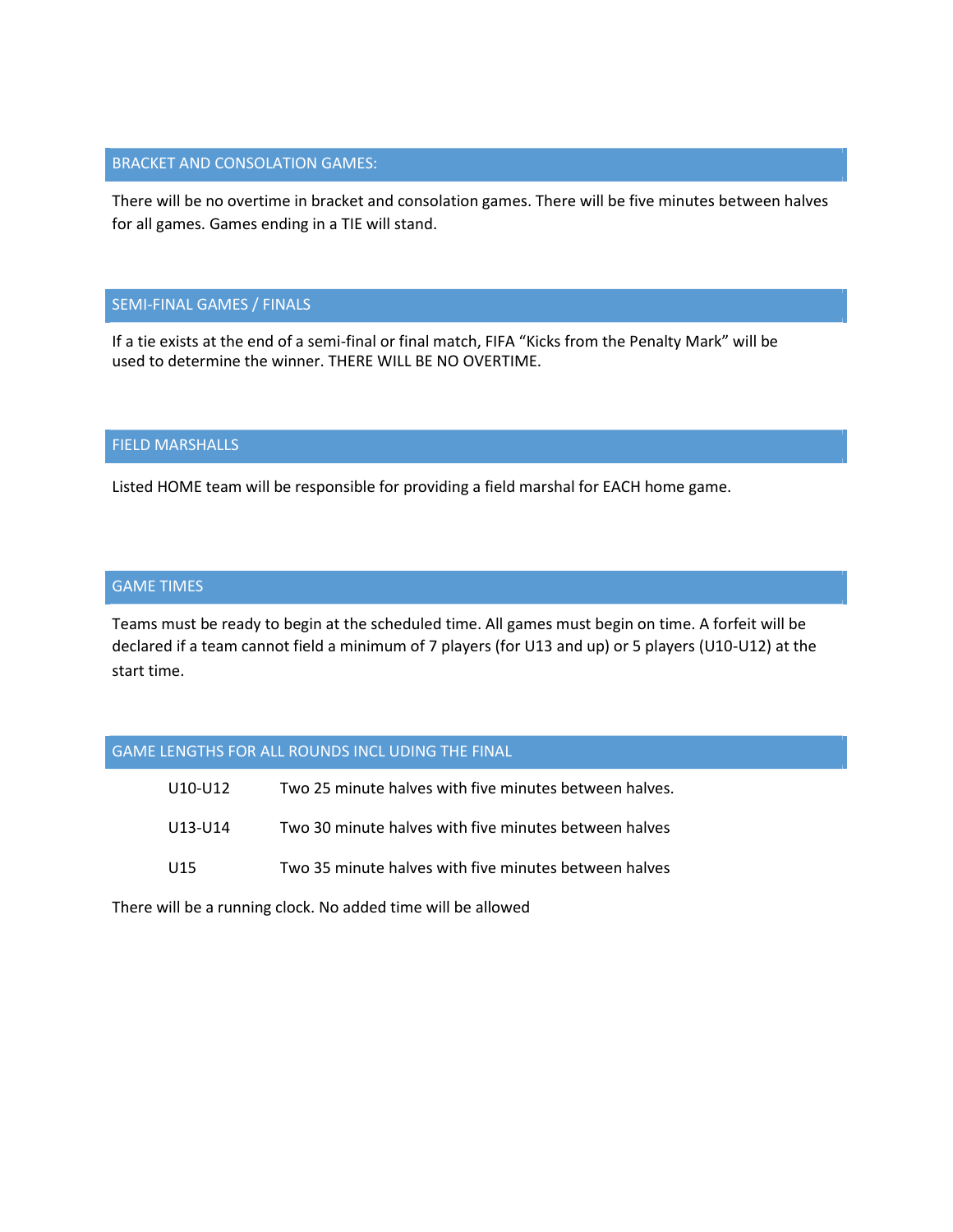## BRACKET AND CONSOLATION GAMES:

There will be no overtime in bracket and consolation games. There will be five minutes between halves for all games. Games ending in a TIE will stand.

## SEMI-FINAL GAMES / FINALS

If a tie exists at the end of a semi-final or final match, FIFA "Kicks from the Penalty Mark" will be used to determine the winner. THERE WILL BE NO OVERTIME.

## FIELD MARSHALLS

Listed HOME team will be responsible for providing a field marshal for EACH home game.

## GAME TIMES

Teams must be ready to begin at the scheduled time. All games must begin on time. A forfeit will be declared if a team cannot field a minimum of 7 players (for U13 and up) or 5 players (U10-U12) at the start time.

## GAME LENGTHS FOR ALL ROUNDS INCL UDING THE FINAL

| | |
|---|---|
| U10-U12 | Two 25 minute halves with five minutes between halves. |
| U13-U14 | Two 30 minute halves with five minutes between halves |
| U15 | Two 35 minute halves with five minutes between halves |

There will be a running clock. No added time will be allowed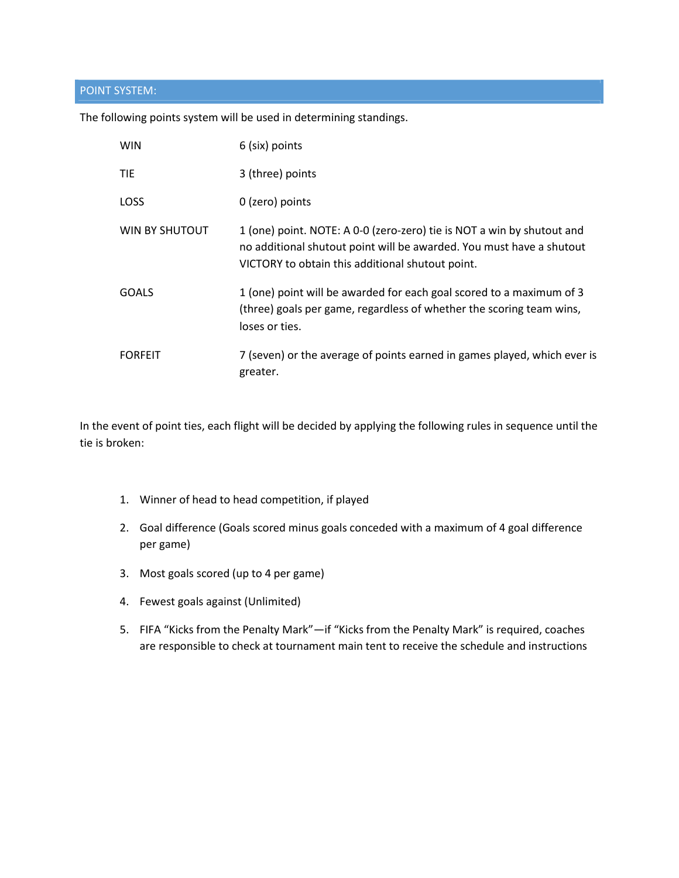## POINT SYSTEM:

The following points system will be used in determining standings.

| | |
|---|---|
| WIN | 6 (six) points |
| TIE | 3 (three) points |
| LOSS | 0 (zero) points |
| WIN BY SHUTOUT | 1 (one) point. NOTE: A 0-0 (zero-zero) tie is NOT a win by shutout and no additional shutout point will be awarded. You must have a shutout VICTORY to obtain this additional shutout point. |
| GOALS | 1 (one) point will be awarded for each goal scored to a maximum of 3 (three) goals per game, regardless of whether the scoring team wins, loses or ties. |
| FORFEIT | 7 (seven) or the average of points earned in games played, which ever is greater. |

In the event of point ties, each flight will be decided by applying the following rules in sequence until the tie is broken:

1. Winner of head to head competition, if played
2. Goal difference (Goals scored minus goals conceded with a maximum of 4 goal difference per game)
3. Most goals scored (up to 4 per game)
4. Fewest goals against (Unlimited)
5. FIFA "Kicks from the Penalty Mark"—if "Kicks from the Penalty Mark" is required, coaches are responsible to check at tournament main tent to receive the schedule and instructions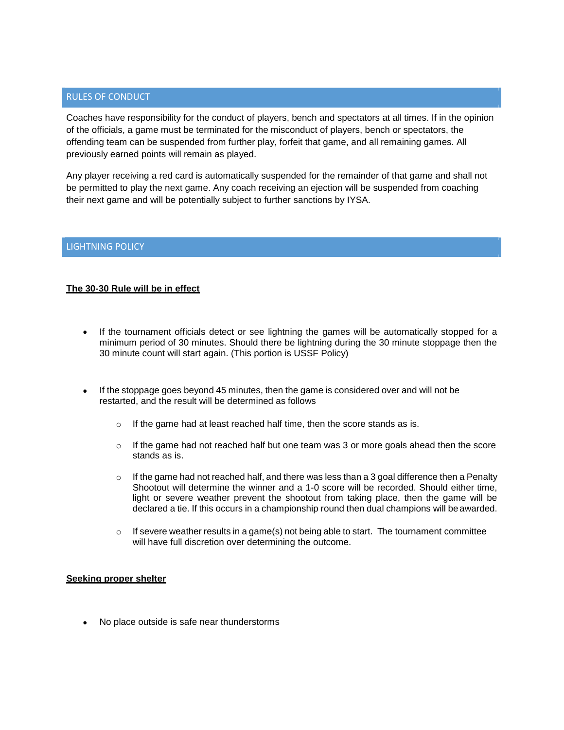## RULES OF CONDUCT

Coaches have responsibility for the conduct of players, bench and spectators at all times. If in the opinion of the officials, a game must be terminated for the misconduct of players, bench or spectators, the offending team can be suspended from further play, forfeit that game, and all remaining games. All previously earned points will remain as played.

Any player receiving a red card is automatically suspended for the remainder of that game and shall not be permitted to play the next game. Any coach receiving an ejection will be suspended from coaching their next game and will be potentially subject to further sanctions by IYSA.

## LIGHTNING POLICY

**The 30-30 Rule will be in effect**

- If the tournament officials detect or see lightning the games will be automatically stopped for a minimum period of 30 minutes. Should there be lightning during the 30 minute stoppage then the 30 minute count will start again. (This portion is USSF Policy)

- If the stoppage goes beyond 45 minutes, then the game is considered over and will not be restarted, and the result will be determined as follows
    - If the game had at least reached half time, then the score stands as is.
    - If the game had not reached half but one team was 3 or more goals ahead then the score stands as is.
    - If the game had not reached half, and there was less than a 3 goal difference then a Penalty Shootout will determine the winner and a 1-0 score will be recorded. Should either time, light or severe weather prevent the shootout from taking place, then the game will be declared a tie. If this occurs in a championship round then dual champions will be awarded.
    - If severe weather results in a game(s) not being able to start. The tournament committee will have full discretion over determining the outcome.

**Seeking proper shelter**

- No place outside is safe near thunderstorms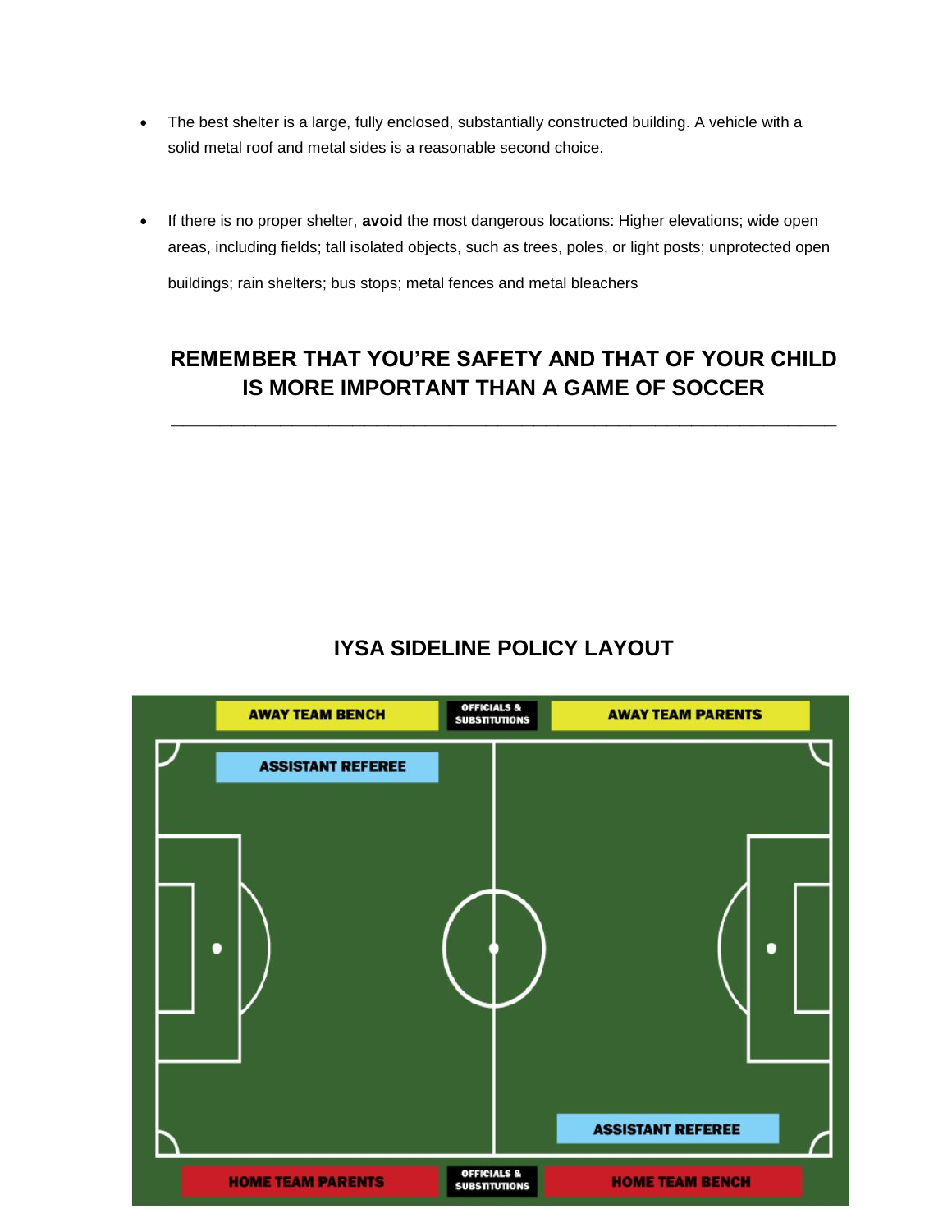- The best shelter is a large, fully enclosed, substantially constructed building. A vehicle with a solid metal roof and metal sides is a reasonable second choice.

- If there is no proper shelter, **avoid** the most dangerous locations: Higher elevations; wide open areas, including fields; tall isolated objects, such as trees, poles, or light posts; unprotected open buildings; rain shelters; bus stops; metal fences and metal bleachers

**REMEMBER THAT YOU'RE SAFETY AND THAT OF YOUR CHILD IS MORE IMPORTANT THAN A GAME OF SOCCER**

---

## IYSA SIDELINE POLICY LAYOUT

AWAY TEAM BENCH

OFFICIALS & SUBSTITUTIONS

AWAY TEAM PARENTS

ASSISTANT REFEREE

ASSISTANT REFEREE

HOME TEAM PARENTS

OFFICIALS & SUBSTITUTIONS

HOME TEAM BENCH